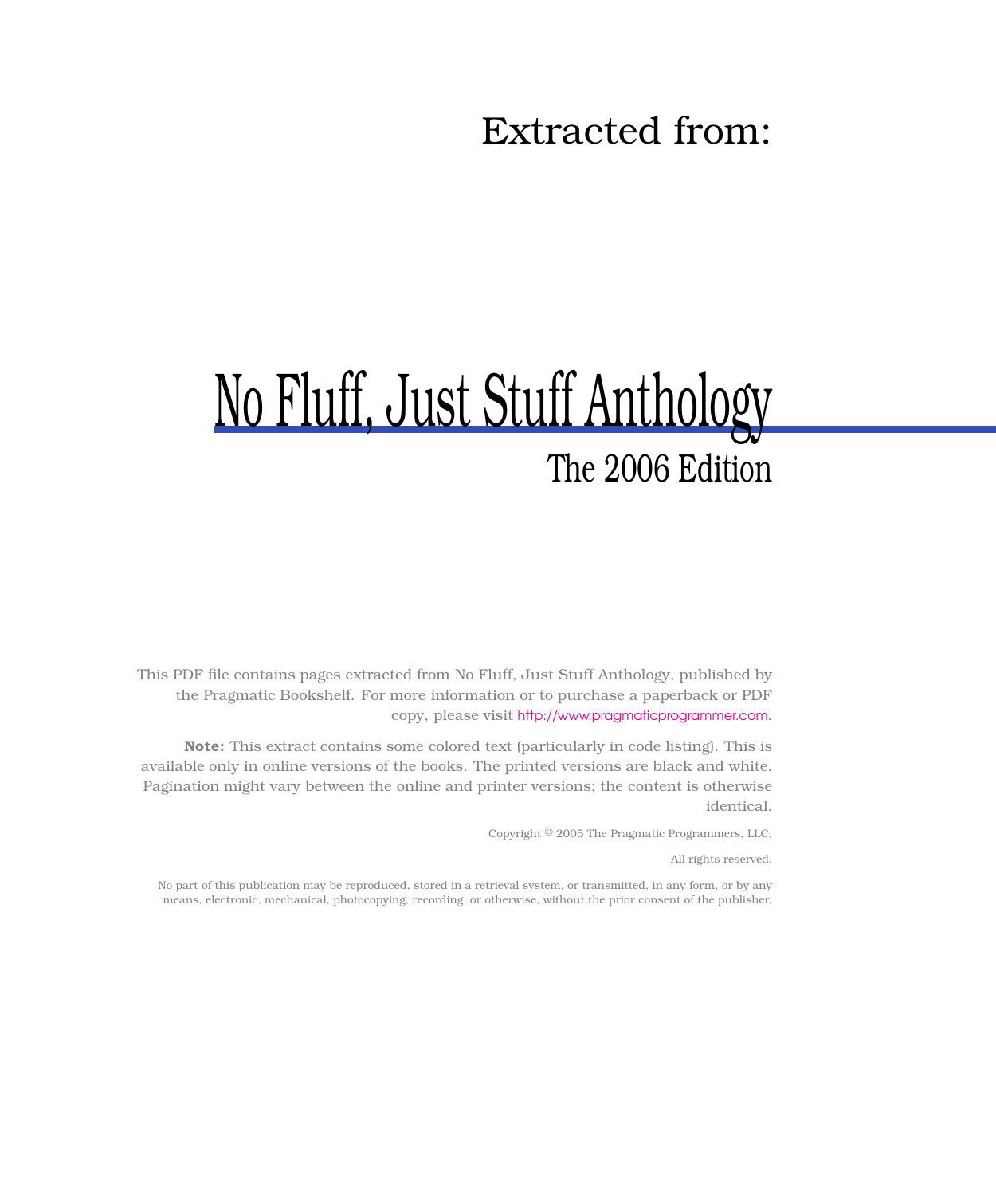Extracted from:

# No Fluff, Just Stuff Anthology

## The 2006 Edition

This PDF file contains pages extracted from No Fluff, Just Stuff Anthology, published by the Pragmatic Bookshelf. For more information or to purchase a paperback or PDF copy, please visit http://www.pragmaticprogrammer.com.

**Note:** This extract contains some colored text (particularly in code listing). This is available only in online versions of the books. The printed versions are black and white. Pagination might vary between the online and printer versions; the content is otherwise identical.

Copyright © 2005 The Pragmatic Programmers, LLC.

All rights reserved.

No part of this publication may be reproduced, stored in a retrieval system, or transmitted, in any form, or by any means, electronic, mechanical, photocopying, recording, or otherwise, without the prior consent of the publisher.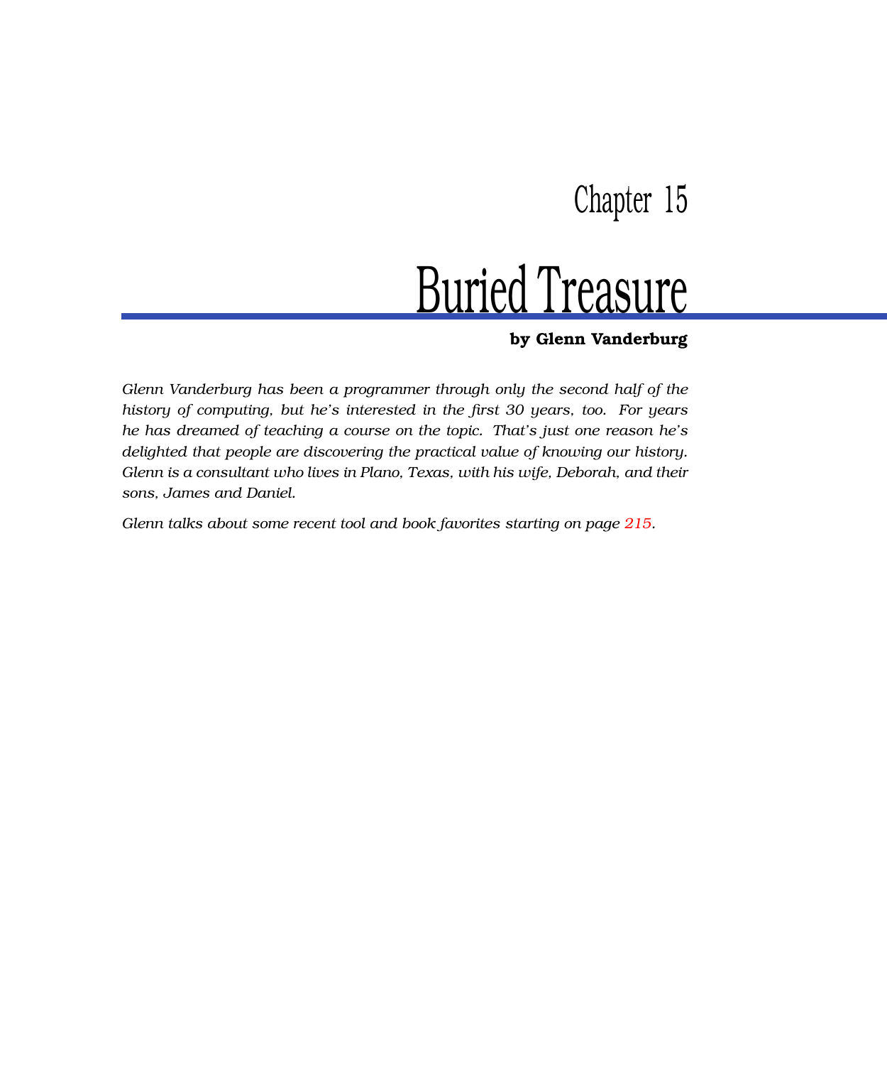Chapter 15

# Buried Treasure

**by Glenn Vanderburg**

*Glenn Vanderburg has been a programmer through only the second half of the history of computing, but he's interested in the first 30 years, too. For years he has dreamed of teaching a course on the topic. That's just one reason he's delighted that people are discovering the practical value of knowing our history. Glenn is a consultant who lives in Plano, Texas, with his wife, Deborah, and their sons, James and Daniel.*

*Glenn talks about some recent tool and book favorites starting on page 215.*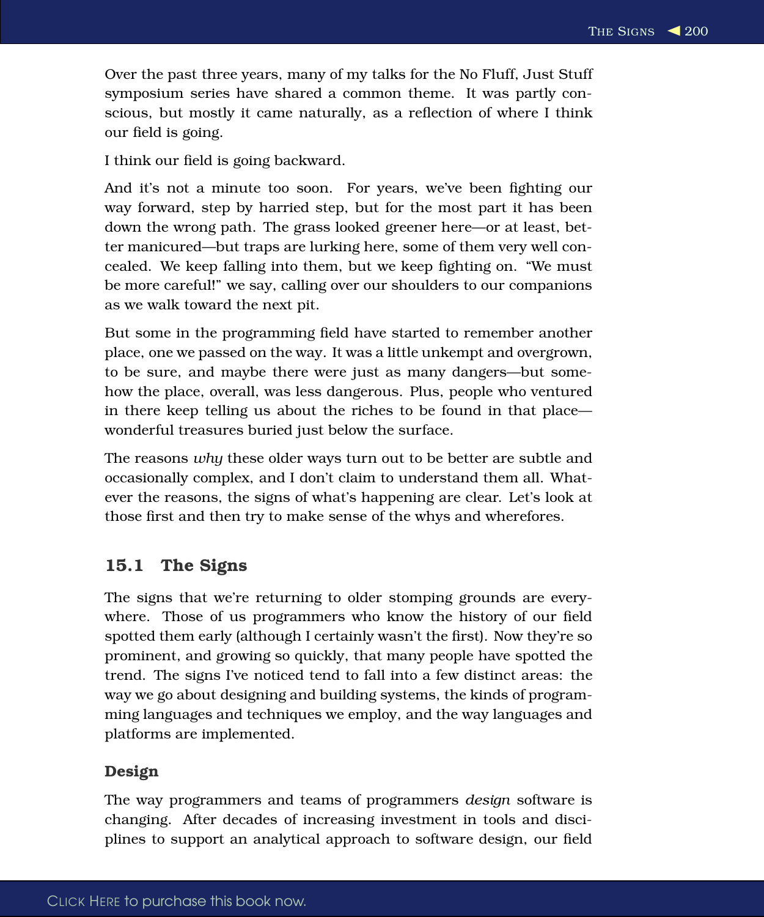Over the past three years, many of my talks for the No Fluff, Just Stuff symposium series have shared a common theme. It was partly conscious, but mostly it came naturally, as a reflection of where I think our field is going.

I think our field is going backward.

And it's not a minute too soon. For years, we've been fighting our way forward, step by harried step, but for the most part it has been down the wrong path. The grass looked greener here—or at least, better manicured—but traps are lurking here, some of them very well concealed. We keep falling into them, but we keep fighting on. "We must be more careful!" we say, calling over our shoulders to our companions as we walk toward the next pit.

But some in the programming field have started to remember another place, one we passed on the way. It was a little unkempt and overgrown, to be sure, and maybe there were just as many dangers—but somehow the place, overall, was less dangerous. Plus, people who ventured in there keep telling us about the riches to be found in that place—wonderful treasures buried just below the surface.

The reasons *why* these older ways turn out to be better are subtle and occasionally complex, and I don't claim to understand them all. Whatever the reasons, the signs of what's happening are clear. Let's look at those first and then try to make sense of the whys and wherefores.

## 15.1 The Signs

The signs that we're returning to older stomping grounds are everywhere. Those of us programmers who know the history of our field spotted them early (although I certainly wasn't the first). Now they're so prominent, and growing so quickly, that many people have spotted the trend. The signs I've noticed tend to fall into a few distinct areas: the way we go about designing and building systems, the kinds of programming languages and techniques we employ, and the way languages and platforms are implemented.

### Design

The way programmers and teams of programmers *design* software is changing. After decades of increasing investment in tools and disciplines to support an analytical approach to software design, our field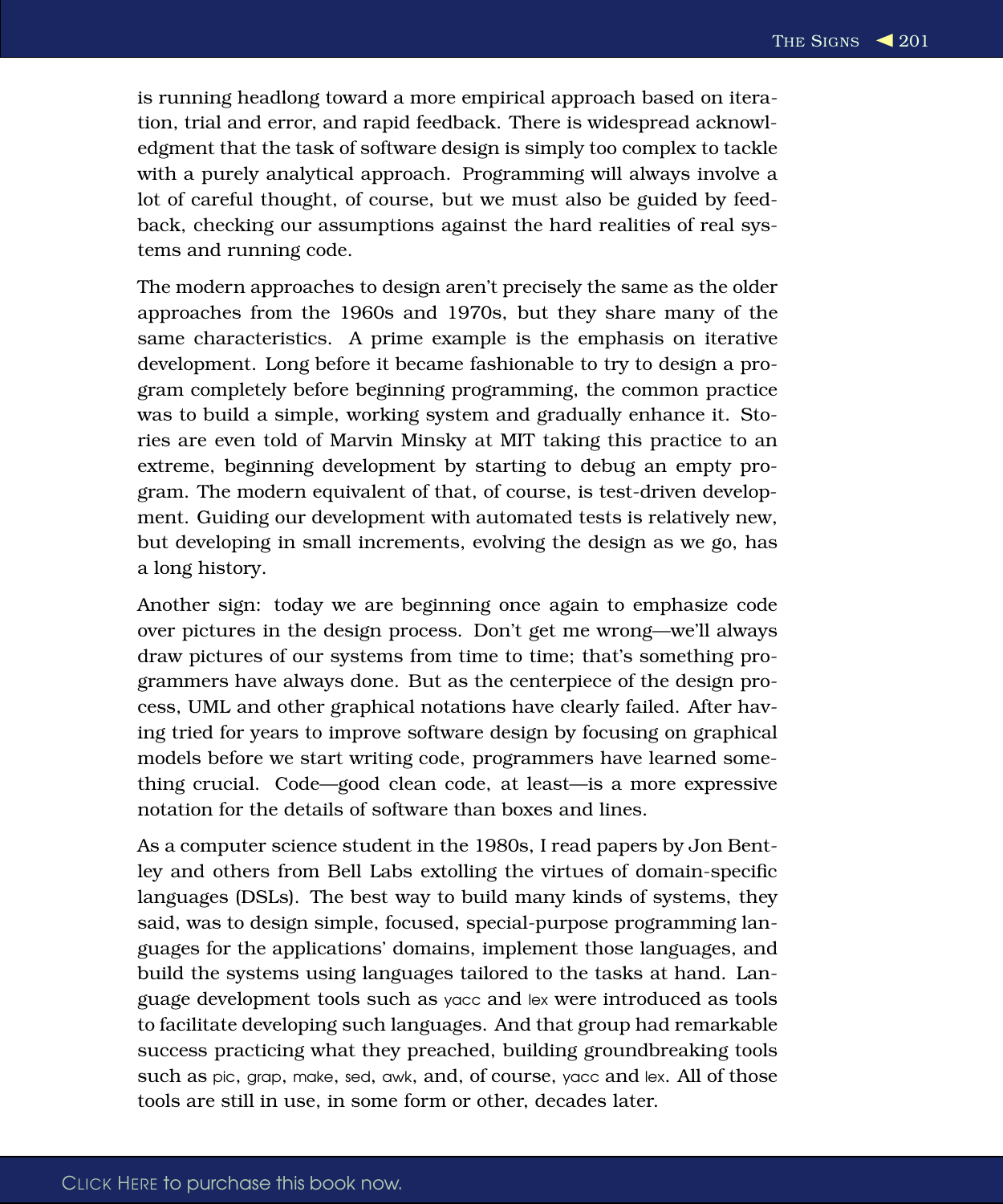is running headlong toward a more empirical approach based on iteration, trial and error, and rapid feedback. There is widespread acknowledgment that the task of software design is simply too complex to tackle with a purely analytical approach. Programming will always involve a lot of careful thought, of course, but we must also be guided by feedback, checking our assumptions against the hard realities of real systems and running code.

The modern approaches to design aren't precisely the same as the older approaches from the 1960s and 1970s, but they share many of the same characteristics. A prime example is the emphasis on iterative development. Long before it became fashionable to try to design a program completely before beginning programming, the common practice was to build a simple, working system and gradually enhance it. Stories are even told of Marvin Minsky at MIT taking this practice to an extreme, beginning development by starting to debug an empty program. The modern equivalent of that, of course, is test-driven development. Guiding our development with automated tests is relatively new, but developing in small increments, evolving the design as we go, has a long history.

Another sign: today we are beginning once again to emphasize code over pictures in the design process. Don't get me wrong—we'll always draw pictures of our systems from time to time; that's something programmers have always done. But as the centerpiece of the design process, UML and other graphical notations have clearly failed. After having tried for years to improve software design by focusing on graphical models before we start writing code, programmers have learned something crucial. Code—good clean code, at least—is a more expressive notation for the details of software than boxes and lines.

As a computer science student in the 1980s, I read papers by Jon Bentley and others from Bell Labs extolling the virtues of domain-specific languages (DSLs). The best way to build many kinds of systems, they said, was to design simple, focused, special-purpose programming languages for the applications' domains, implement those languages, and build the systems using languages tailored to the tasks at hand. Language development tools such as yacc and lex were introduced as tools to facilitate developing such languages. And that group had remarkable success practicing what they preached, building groundbreaking tools such as pic, grap, make, sed, awk, and, of course, yacc and lex. All of those tools are still in use, in some form or other, decades later.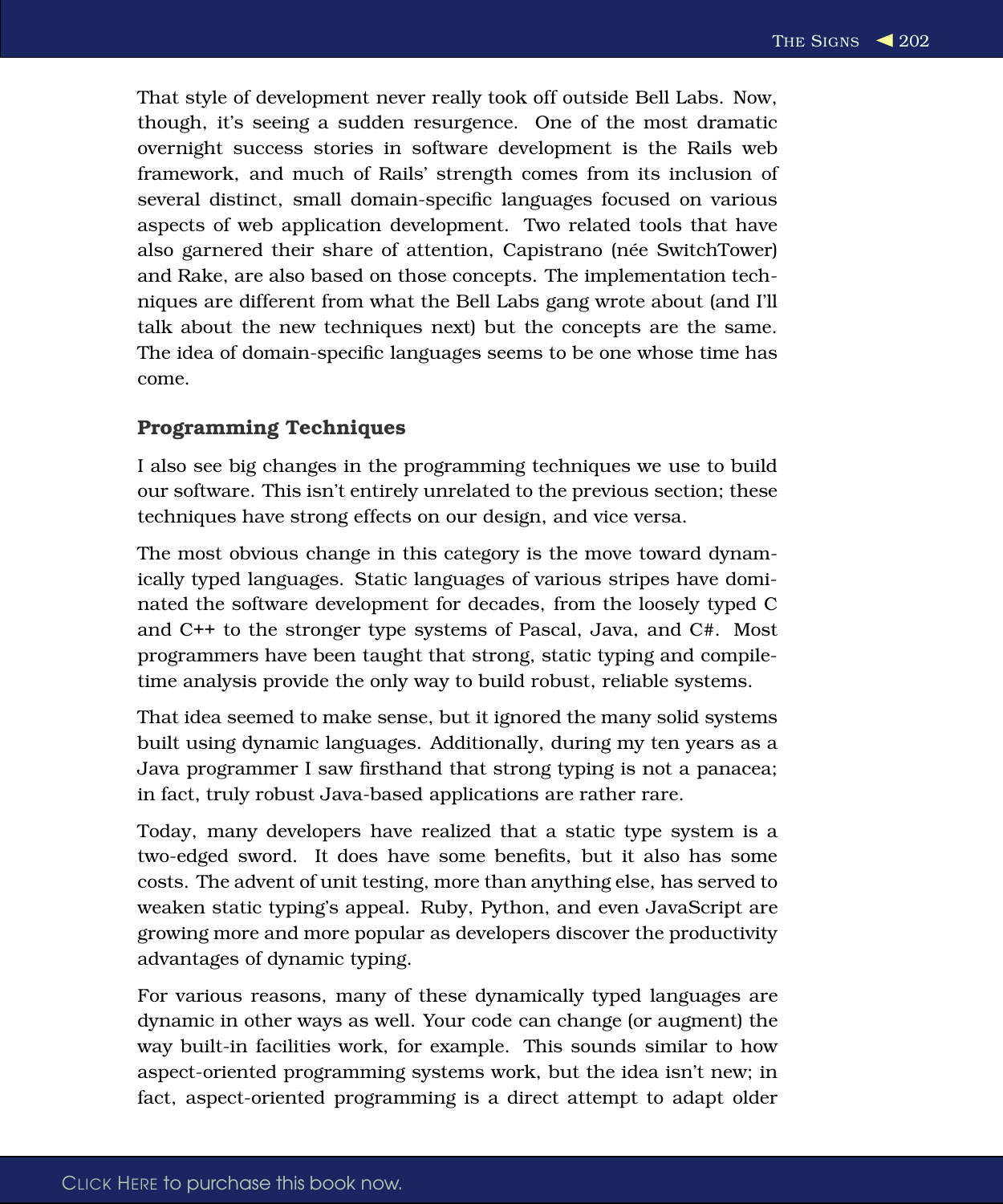That style of development never really took off outside Bell Labs. Now, though, it's seeing a sudden resurgence. One of the most dramatic overnight success stories in software development is the Rails web framework, and much of Rails' strength comes from its inclusion of several distinct, small domain-specific languages focused on various aspects of web application development. Two related tools that have also garnered their share of attention, Capistrano (née SwitchTower) and Rake, are also based on those concepts. The implementation techniques are different from what the Bell Labs gang wrote about (and I'll talk about the new techniques next) but the concepts are the same. The idea of domain-specific languages seems to be one whose time has come.

### Programming Techniques

I also see big changes in the programming techniques we use to build our software. This isn't entirely unrelated to the previous section; these techniques have strong effects on our design, and vice versa.

The most obvious change in this category is the move toward dynamically typed languages. Static languages of various stripes have dominated the software development for decades, from the loosely typed C and C++ to the stronger type systems of Pascal, Java, and C#. Most programmers have been taught that strong, static typing and compile-time analysis provide the only way to build robust, reliable systems.

That idea seemed to make sense, but it ignored the many solid systems built using dynamic languages. Additionally, during my ten years as a Java programmer I saw firsthand that strong typing is not a panacea; in fact, truly robust Java-based applications are rather rare.

Today, many developers have realized that a static type system is a two-edged sword. It does have some benefits, but it also has some costs. The advent of unit testing, more than anything else, has served to weaken static typing's appeal. Ruby, Python, and even JavaScript are growing more and more popular as developers discover the productivity advantages of dynamic typing.

For various reasons, many of these dynamically typed languages are dynamic in other ways as well. Your code can change (or augment) the way built-in facilities work, for example. This sounds similar to how aspect-oriented programming systems work, but the idea isn't new; in fact, aspect-oriented programming is a direct attempt to adapt older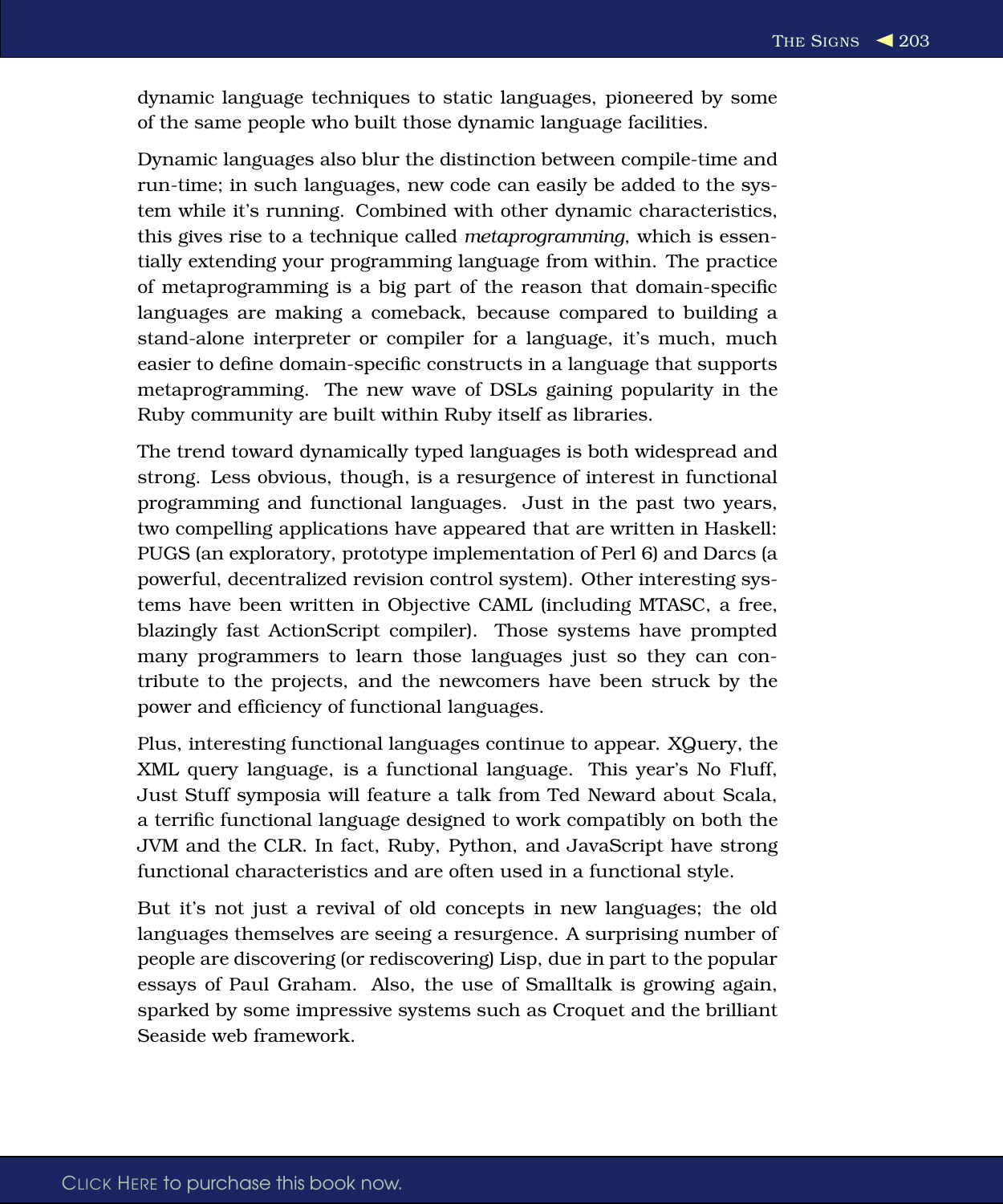dynamic language techniques to static languages, pioneered by some of the same people who built those dynamic language facilities.

Dynamic languages also blur the distinction between compile-time and run-time; in such languages, new code can easily be added to the system while it's running. Combined with other dynamic characteristics, this gives rise to a technique called *metaprogramming*, which is essentially extending your programming language from within. The practice of metaprogramming is a big part of the reason that domain-specific languages are making a comeback, because compared to building a stand-alone interpreter or compiler for a language, it's much, much easier to define domain-specific constructs in a language that supports metaprogramming. The new wave of DSLs gaining popularity in the Ruby community are built within Ruby itself as libraries.

The trend toward dynamically typed languages is both widespread and strong. Less obvious, though, is a resurgence of interest in functional programming and functional languages. Just in the past two years, two compelling applications have appeared that are written in Haskell: PUGS (an exploratory, prototype implementation of Perl 6) and Darcs (a powerful, decentralized revision control system). Other interesting systems have been written in Objective CAML (including MTASC, a free, blazingly fast ActionScript compiler). Those systems have prompted many programmers to learn those languages just so they can contribute to the projects, and the newcomers have been struck by the power and efficiency of functional languages.

Plus, interesting functional languages continue to appear. XQuery, the XML query language, is a functional language. This year's No Fluff, Just Stuff symposia will feature a talk from Ted Neward about Scala, a terrific functional language designed to work compatibly on both the JVM and the CLR. In fact, Ruby, Python, and JavaScript have strong functional characteristics and are often used in a functional style.

But it's not just a revival of old concepts in new languages; the old languages themselves are seeing a resurgence. A surprising number of people are discovering (or rediscovering) Lisp, due in part to the popular essays of Paul Graham. Also, the use of Smalltalk is growing again, sparked by some impressive systems such as Croquet and the brilliant Seaside web framework.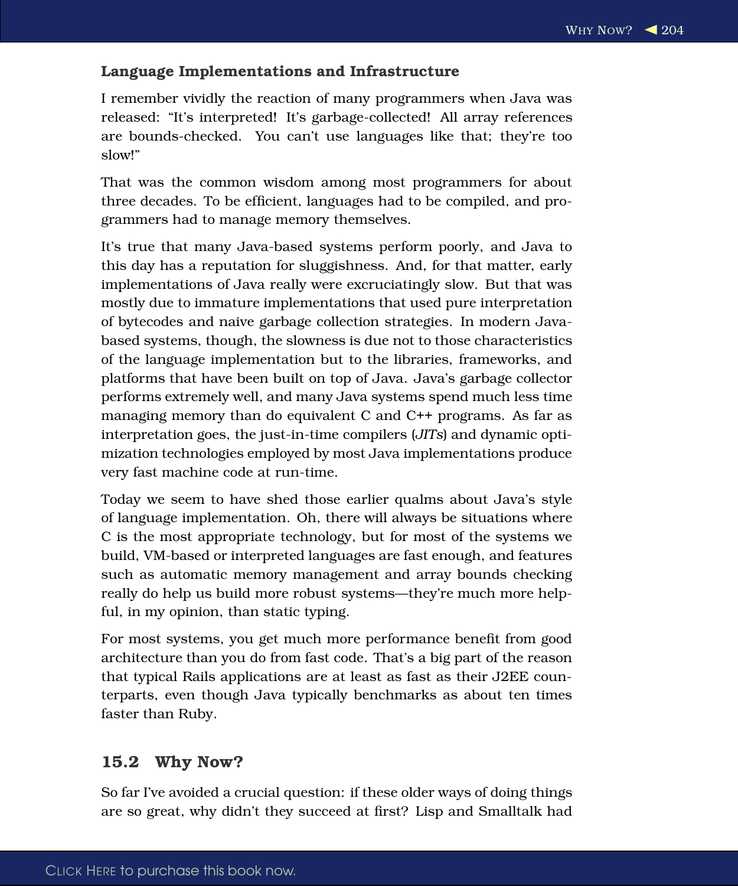### Language Implementations and Infrastructure

I remember vividly the reaction of many programmers when Java was released: "It's interpreted! It's garbage-collected! All array references are bounds-checked. You can't use languages like that; they're too slow!"

That was the common wisdom among most programmers for about three decades. To be efficient, languages had to be compiled, and programmers had to manage memory themselves.

It's true that many Java-based systems perform poorly, and Java to this day has a reputation for sluggishness. And, for that matter, early implementations of Java really were excruciatingly slow. But that was mostly due to immature implementations that used pure interpretation of bytecodes and naive garbage collection strategies. In modern Java-based systems, though, the slowness is due not to those characteristics of the language implementation but to the libraries, frameworks, and platforms that have been built on top of Java. Java's garbage collector performs extremely well, and many Java systems spend much less time managing memory than do equivalent C and C++ programs. As far as interpretation goes, the just-in-time compilers (*JITs*) and dynamic optimization technologies employed by most Java implementations produce very fast machine code at run-time.

Today we seem to have shed those earlier qualms about Java's style of language implementation. Oh, there will always be situations where C is the most appropriate technology, but for most of the systems we build, VM-based or interpreted languages are fast enough, and features such as automatic memory management and array bounds checking really do help us build more robust systems—they're much more helpful, in my opinion, than static typing.

For most systems, you get much more performance benefit from good architecture than you do from fast code. That's a big part of the reason that typical Rails applications are at least as fast as their J2EE counterparts, even though Java typically benchmarks as about ten times faster than Ruby.

## 15.2 Why Now?

So far I've avoided a crucial question: if these older ways of doing things are so great, why didn't they succeed at first? Lisp and Smalltalk had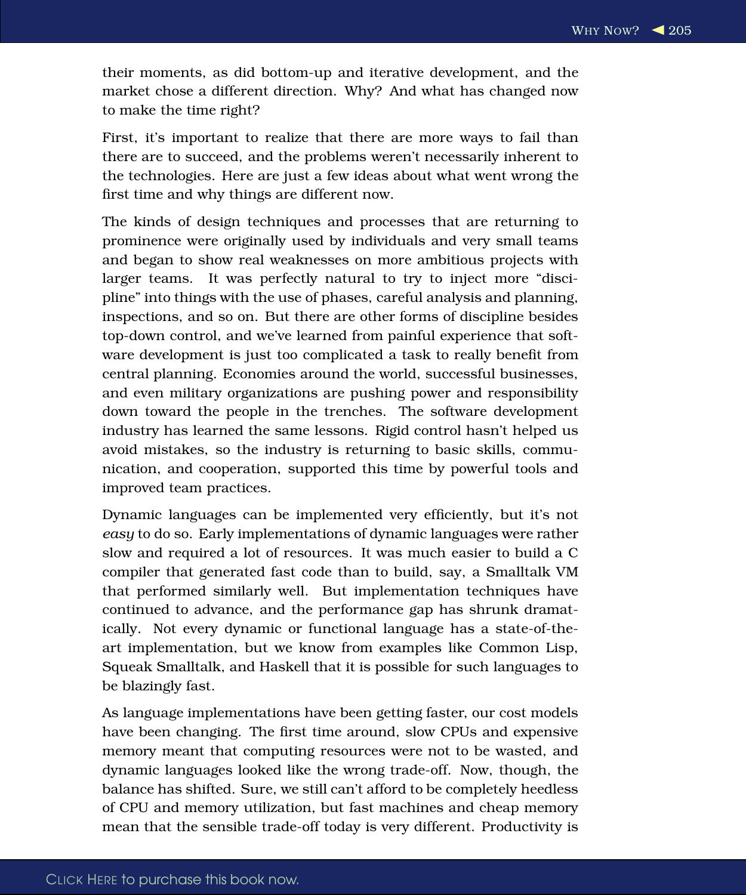their moments, as did bottom-up and iterative development, and the market chose a different direction. Why? And what has changed now to make the time right?

First, it's important to realize that there are more ways to fail than there are to succeed, and the problems weren't necessarily inherent to the technologies. Here are just a few ideas about what went wrong the first time and why things are different now.

The kinds of design techniques and processes that are returning to prominence were originally used by individuals and very small teams and began to show real weaknesses on more ambitious projects with larger teams. It was perfectly natural to try to inject more "discipline" into things with the use of phases, careful analysis and planning, inspections, and so on. But there are other forms of discipline besides top-down control, and we've learned from painful experience that software development is just too complicated a task to really benefit from central planning. Economies around the world, successful businesses, and even military organizations are pushing power and responsibility down toward the people in the trenches. The software development industry has learned the same lessons. Rigid control hasn't helped us avoid mistakes, so the industry is returning to basic skills, communication, and cooperation, supported this time by powerful tools and improved team practices.

Dynamic languages can be implemented very efficiently, but it's not *easy* to do so. Early implementations of dynamic languages were rather slow and required a lot of resources. It was much easier to build a C compiler that generated fast code than to build, say, a Smalltalk VM that performed similarly well. But implementation techniques have continued to advance, and the performance gap has shrunk dramatically. Not every dynamic or functional language has a state-of-the-art implementation, but we know from examples like Common Lisp, Squeak Smalltalk, and Haskell that it is possible for such languages to be blazingly fast.

As language implementations have been getting faster, our cost models have been changing. The first time around, slow CPUs and expensive memory meant that computing resources were not to be wasted, and dynamic languages looked like the wrong trade-off. Now, though, the balance has shifted. Sure, we still can't afford to be completely heedless of CPU and memory utilization, but fast machines and cheap memory mean that the sensible trade-off today is very different. Productivity is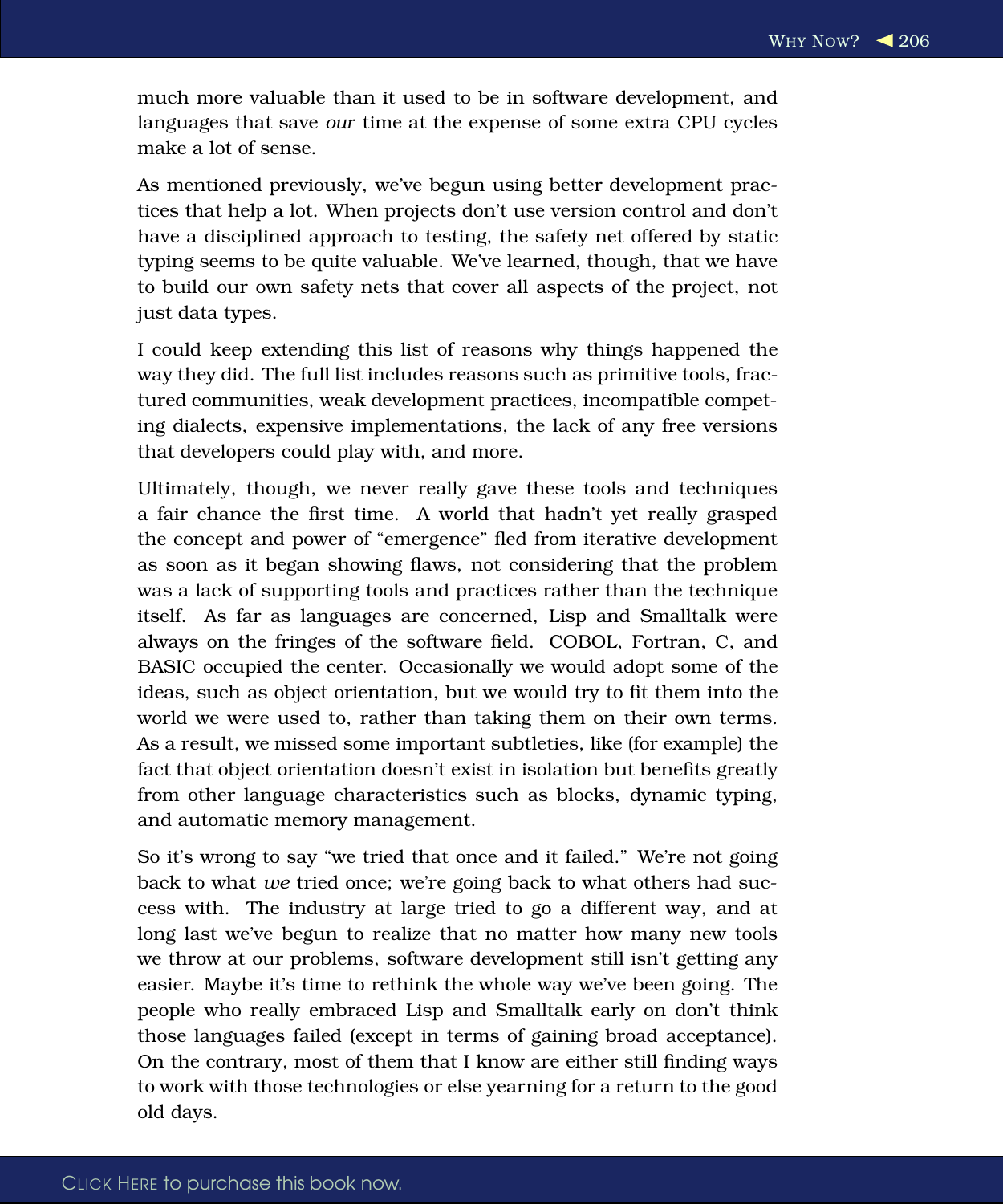much more valuable than it used to be in software development, and languages that save *our* time at the expense of some extra CPU cycles make a lot of sense.

As mentioned previously, we've begun using better development practices that help a lot. When projects don't use version control and don't have a disciplined approach to testing, the safety net offered by static typing seems to be quite valuable. We've learned, though, that we have to build our own safety nets that cover all aspects of the project, not just data types.

I could keep extending this list of reasons why things happened the way they did. The full list includes reasons such as primitive tools, fractured communities, weak development practices, incompatible competing dialects, expensive implementations, the lack of any free versions that developers could play with, and more.

Ultimately, though, we never really gave these tools and techniques a fair chance the first time. A world that hadn't yet really grasped the concept and power of "emergence" fled from iterative development as soon as it began showing flaws, not considering that the problem was a lack of supporting tools and practices rather than the technique itself. As far as languages are concerned, Lisp and Smalltalk were always on the fringes of the software field. COBOL, Fortran, C, and BASIC occupied the center. Occasionally we would adopt some of the ideas, such as object orientation, but we would try to fit them into the world we were used to, rather than taking them on their own terms. As a result, we missed some important subtleties, like (for example) the fact that object orientation doesn't exist in isolation but benefits greatly from other language characteristics such as blocks, dynamic typing, and automatic memory management.

So it's wrong to say "we tried that once and it failed." We're not going back to what *we* tried once; we're going back to what others had success with. The industry at large tried to go a different way, and at long last we've begun to realize that no matter how many new tools we throw at our problems, software development still isn't getting any easier. Maybe it's time to rethink the whole way we've been going. The people who really embraced Lisp and Smalltalk early on don't think those languages failed (except in terms of gaining broad acceptance). On the contrary, most of them that I know are either still finding ways to work with those technologies or else yearning for a return to the good old days.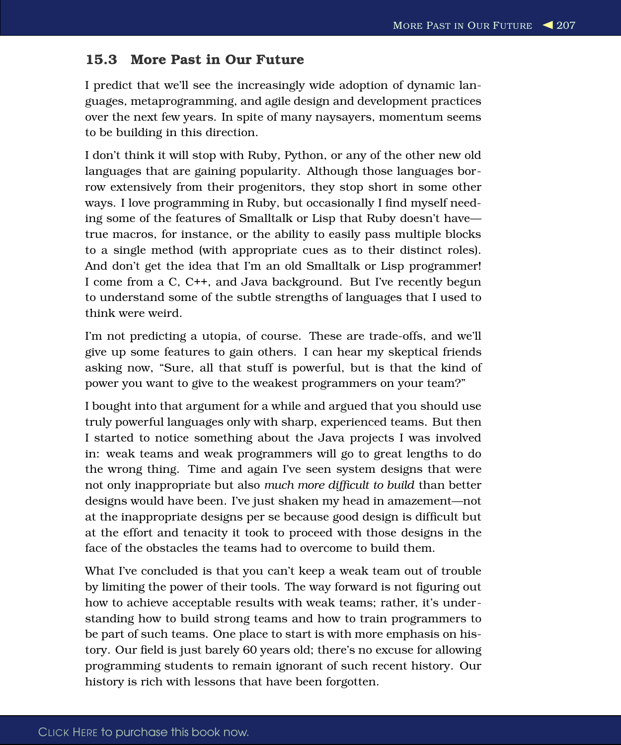## 15.3 More Past in Our Future

I predict that we'll see the increasingly wide adoption of dynamic languages, metaprogramming, and agile design and development practices over the next few years. In spite of many naysayers, momentum seems to be building in this direction.

I don't think it will stop with Ruby, Python, or any of the other new old languages that are gaining popularity. Although those languages borrow extensively from their progenitors, they stop short in some other ways. I love programming in Ruby, but occasionally I find myself needing some of the features of Smalltalk or Lisp that Ruby doesn't have—true macros, for instance, or the ability to easily pass multiple blocks to a single method (with appropriate cues as to their distinct roles). And don't get the idea that I'm an old Smalltalk or Lisp programmer! I come from a C, C++, and Java background. But I've recently begun to understand some of the subtle strengths of languages that I used to think were weird.

I'm not predicting a utopia, of course. These are trade-offs, and we'll give up some features to gain others. I can hear my skeptical friends asking now, "Sure, all that stuff is powerful, but is that the kind of power you want to give to the weakest programmers on your team?"

I bought into that argument for a while and argued that you should use truly powerful languages only with sharp, experienced teams. But then I started to notice something about the Java projects I was involved in: weak teams and weak programmers will go to great lengths to do the wrong thing. Time and again I've seen system designs that were not only inappropriate but also *much more difficult to build* than better designs would have been. I've just shaken my head in amazement—not at the inappropriate designs per se because good design is difficult but at the effort and tenacity it took to proceed with those designs in the face of the obstacles the teams had to overcome to build them.

What I've concluded is that you can't keep a weak team out of trouble by limiting the power of their tools. The way forward is not figuring out how to achieve acceptable results with weak teams; rather, it's understanding how to build strong teams and how to train programmers to be part of such teams. One place to start is with more emphasis on history. Our field is just barely 60 years old; there's no excuse for allowing programming students to remain ignorant of such recent history. Our history is rich with lessons that have been forgotten.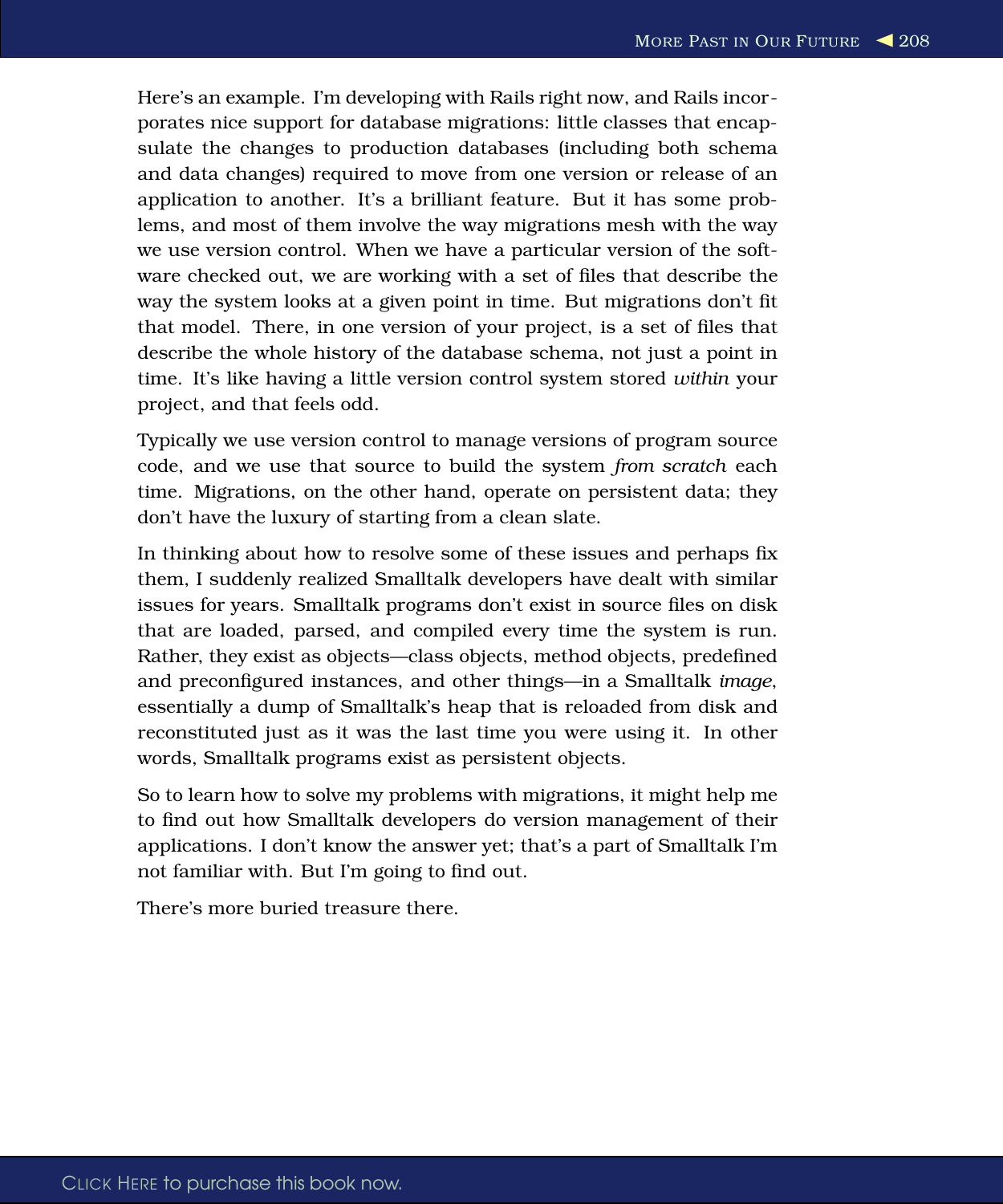Here's an example. I'm developing with Rails right now, and Rails incorporates nice support for database migrations: little classes that encapsulate the changes to production databases (including both schema and data changes) required to move from one version or release of an application to another. It's a brilliant feature. But it has some problems, and most of them involve the way migrations mesh with the way we use version control. When we have a particular version of the software checked out, we are working with a set of files that describe the way the system looks at a given point in time. But migrations don't fit that model. There, in one version of your project, is a set of files that describe the whole history of the database schema, not just a point in time. It's like having a little version control system stored *within* your project, and that feels odd.

Typically we use version control to manage versions of program source code, and we use that source to build the system *from scratch* each time. Migrations, on the other hand, operate on persistent data; they don't have the luxury of starting from a clean slate.

In thinking about how to resolve some of these issues and perhaps fix them, I suddenly realized Smalltalk developers have dealt with similar issues for years. Smalltalk programs don't exist in source files on disk that are loaded, parsed, and compiled every time the system is run. Rather, they exist as objects—class objects, method objects, predefined and preconfigured instances, and other things—in a Smalltalk *image*, essentially a dump of Smalltalk's heap that is reloaded from disk and reconstituted just as it was the last time you were using it. In other words, Smalltalk programs exist as persistent objects.

So to learn how to solve my problems with migrations, it might help me to find out how Smalltalk developers do version management of their applications. I don't know the answer yet; that's a part of Smalltalk I'm not familiar with. But I'm going to find out.

There's more buried treasure there.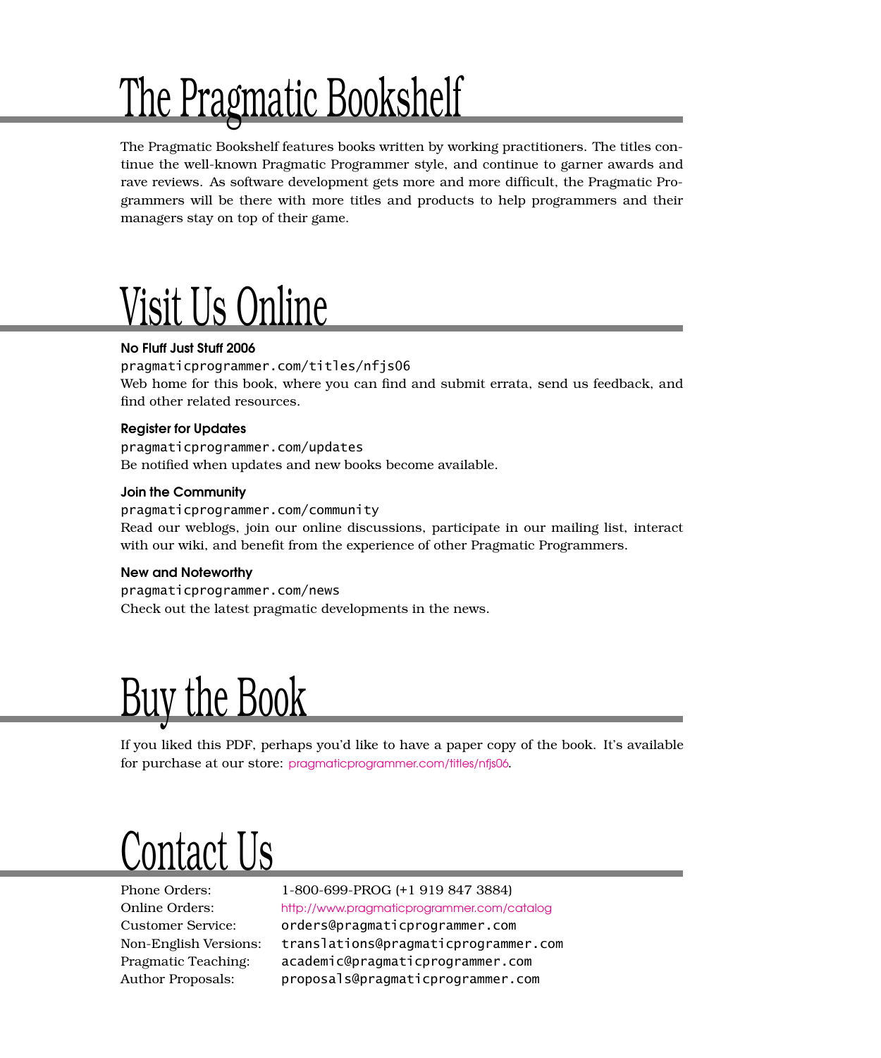# The Pragmatic Bookshelf

The Pragmatic Bookshelf features books written by working practitioners. The titles continue the well-known Pragmatic Programmer style, and continue to garner awards and rave reviews. As software development gets more and more difficult, the Pragmatic Programmers will be there with more titles and products to help programmers and their managers stay on top of their game.

# Visit Us Online

**No Fluff Just Stuff 2006**
`pragmaticprogrammer.com/titles/nfjs06`
Web home for this book, where you can find and submit errata, send us feedback, and find other related resources.

**Register for Updates**
`pragmaticprogrammer.com/updates`
Be notified when updates and new books become available.

**Join the Community**
`pragmaticprogrammer.com/community`
Read our weblogs, join our online discussions, participate in our mailing list, interact with our wiki, and benefit from the experience of other Pragmatic Programmers.

**New and Noteworthy**
`pragmaticprogrammer.com/news`
Check out the latest pragmatic developments in the news.

# Buy the Book

If you liked this PDF, perhaps you'd like to have a paper copy of the book. It's available for purchase at our store: pragmaticprogrammer.com/titles/nfjs06.

# Contact Us

| | |
|---|---|
| Phone Orders: | 1-800-699-PROG (+1 919 847 3884) |
| Online Orders: | http://www.pragmaticprogrammer.com/catalog |
| Customer Service: | `orders@pragmaticprogrammer.com` |
| Non-English Versions: | `translations@pragmaticprogrammer.com` |
| Pragmatic Teaching: | `academic@pragmaticprogrammer.com` |
| Author Proposals: | `proposals@pragmaticprogrammer.com` |